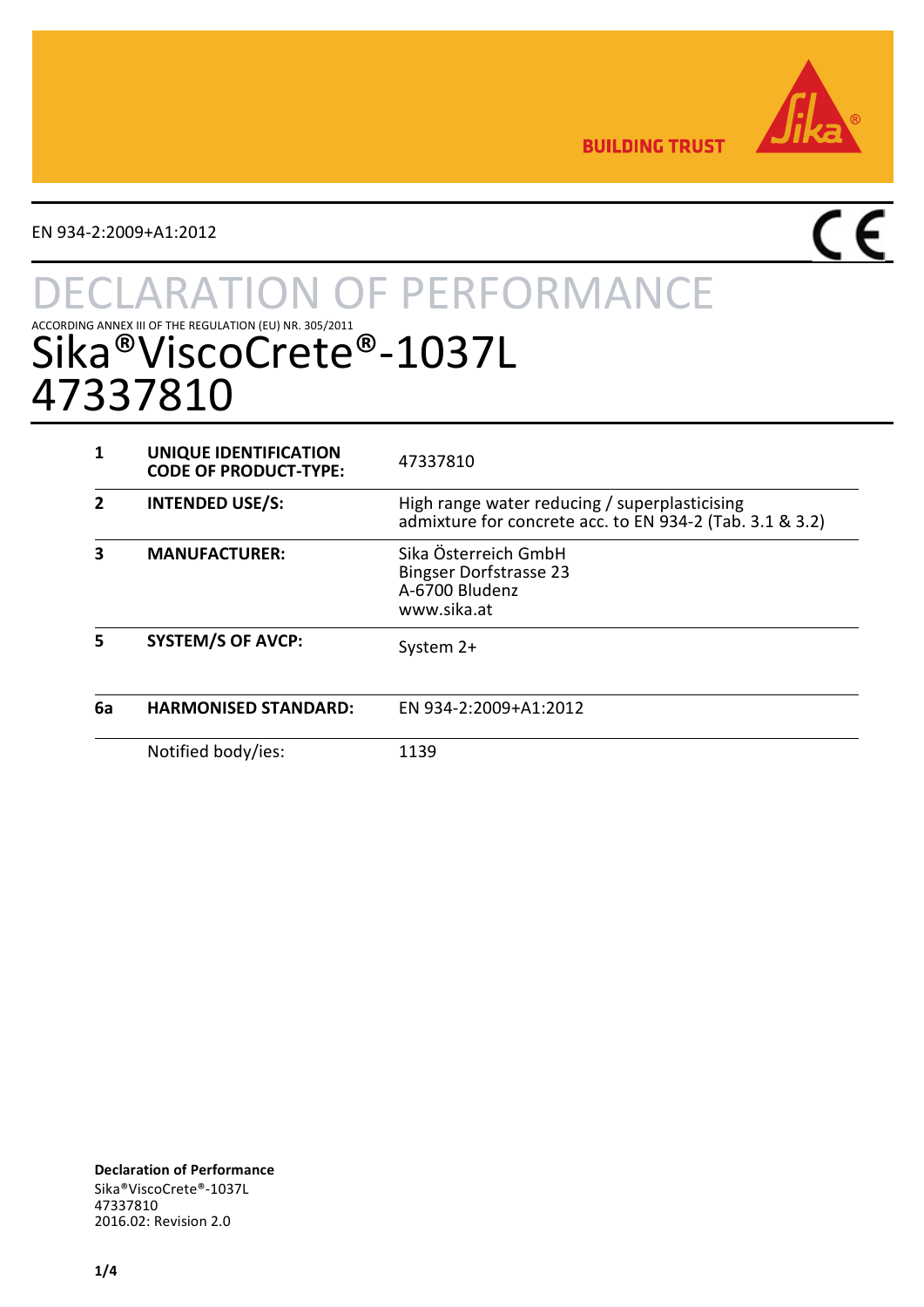**BUILDING TRUST**

EN 934-2:2009+A1:2012

# DECLARATION OF PERFORMANCE

ACCORDING ANNEX III OF THE REGULATION (EU) NR. 305/2011

## Sika®ViscoCrete®-1037L 47337810

| | | |
|---|---|---|
| **1** | **UNIQUE IDENTIFICATION CODE OF PRODUCT-TYPE:** | 47337810 |
| **2** | **INTENDED USE/S:** | High range water reducing / superplasticising admixture for concrete acc. to EN 934-2 (Tab. 3.1 & 3.2) |
| **3** | **MANUFACTURER:** | Sika Österreich GmbH<br>Bingser Dorfstrasse 23<br>A-6700 Bludenz<br>www.sika.at |
| **5** | **SYSTEM/S OF AVCP:** | System 2+ |
| **6a** | **HARMONISED STANDARD:** | EN 934-2:2009+A1:2012 |
| | Notified body/ies: | 1139 |

**Declaration of Performance**
Sika®ViscoCrete®-1037L
47337810
2016.02: Revision 2.0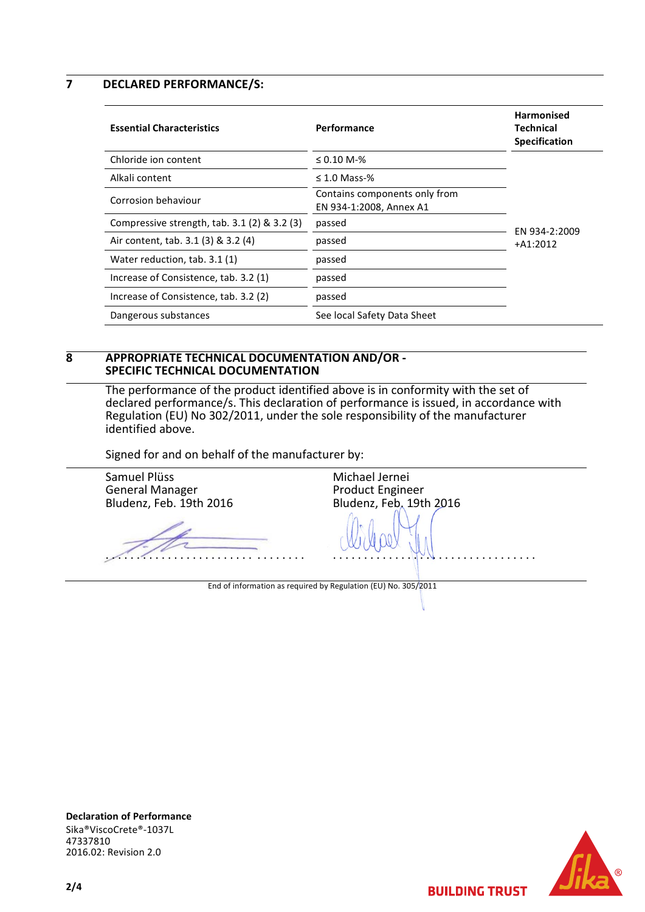## 7 DECLARED PERFORMANCE/S:

| Essential Characteristics | Performance | Harmonised Technical Specification |
|---|---|---|
| Chloride ion content | ≤ 0.10 M-% | EN 934-2:2009 +A1:2012 |
| Alkali content | ≤ 1.0 Mass-% | |
| Corrosion behaviour | Contains components only from EN 934-1:2008, Annex A1 | |
| Compressive strength, tab. 3.1 (2) & 3.2 (3) | passed | |
| Air content, tab. 3.1 (3) & 3.2 (4) | passed | |
| Water reduction, tab. 3.1 (1) | passed | |
| Increase of Consistence, tab. 3.2 (1) | passed | |
| Increase of Consistence, tab. 3.2 (2) | passed | |
| Dangerous substances | See local Safety Data Sheet | |

## 8 APPROPRIATE TECHNICAL DOCUMENTATION AND/OR - SPECIFIC TECHNICAL DOCUMENTATION

The performance of the product identified above is in conformity with the set of declared performance/s. This declaration of performance is issued, in accordance with Regulation (EU) No 302/2011, under the sole responsibility of the manufacturer identified above.

Signed for and on behalf of the manufacturer by:

| | |
|---|---|
| Samuel Plüss<br>General Manager<br>Bludenz, Feb. 19th 2016 | Michael Jernei<br>Product Engineer<br>Bludenz, Feb. 19th 2016 |
| ................................ | ................................ |

End of information as required by Regulation (EU) No. 305/2011

**Declaration of Performance**
Sika®ViscoCrete®-1037L
47337810
2016.02: Revision 2.0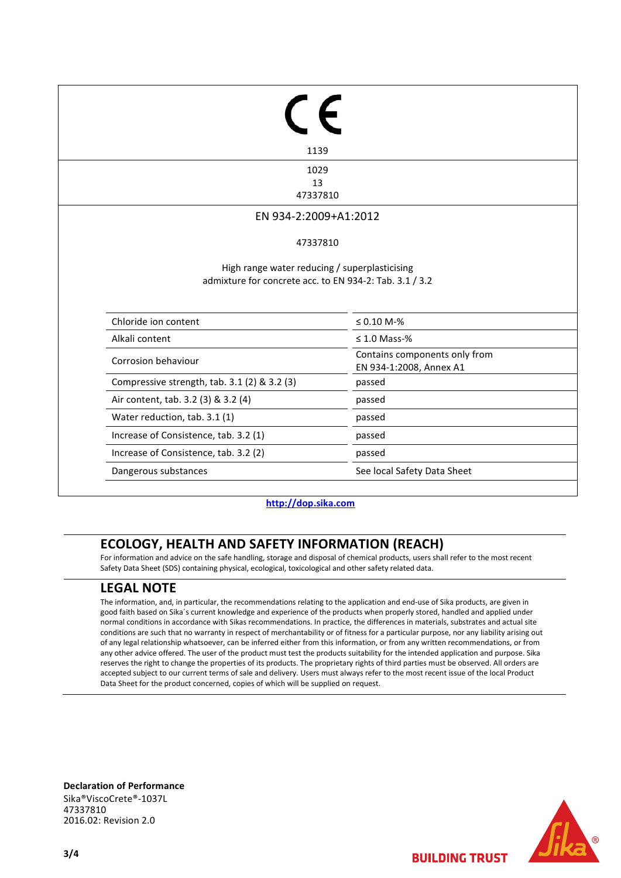CE

1139

1029
13
47337810

EN 934-2:2009+A1:2012

47337810

High range water reducing / superplasticising
admixture for concrete acc. to EN 934-2: Tab. 3.1 / 3.2

| | |
|---|---|
| Chloride ion content | ≤ 0.10 M-% |
| Alkali content | ≤ 1.0 Mass-% |
| Corrosion behaviour | Contains components only from EN 934-1:2008, Annex A1 |
| Compressive strength, tab. 3.1 (2) & 3.2 (3) | passed |
| Air content, tab. 3.2 (3) & 3.2 (4) | passed |
| Water reduction, tab. 3.1 (1) | passed |
| Increase of Consistence, tab. 3.2 (1) | passed |
| Increase of Consistence, tab. 3.2 (2) | passed |
| Dangerous substances | See local Safety Data Sheet |

http://dop.sika.com

## ECOLOGY, HEALTH AND SAFETY INFORMATION (REACH)

For information and advice on the safe handling, storage and disposal of chemical products, users shall refer to the most recent Safety Data Sheet (SDS) containing physical, ecological, toxicological and other safety related data.

## LEGAL NOTE

The information, and, in particular, the recommendations relating to the application and end-use of Sika products, are given in good faith based on Sika´s current knowledge and experience of the products when properly stored, handled and applied under normal conditions in accordance with Sikas recommendations. In practice, the differences in materials, substrates and actual site conditions are such that no warranty in respect of merchantability or of fitness for a particular purpose, nor any liability arising out of any legal relationship whatsoever, can be inferred either from this information, or from any written recommendations, or from any other advice offered. The user of the product must test the products suitability for the intended application and purpose. Sika reserves the right to change the properties of its products. The proprietary rights of third parties must be observed. All orders are accepted subject to our current terms of sale and delivery. Users must always refer to the most recent issue of the local Product Data Sheet for the product concerned, copies of which will be supplied on request.

**Declaration of Performance**
Sika®ViscoCrete®-1037L
47337810
2016.02: Revision 2.0

BUILDING TRUST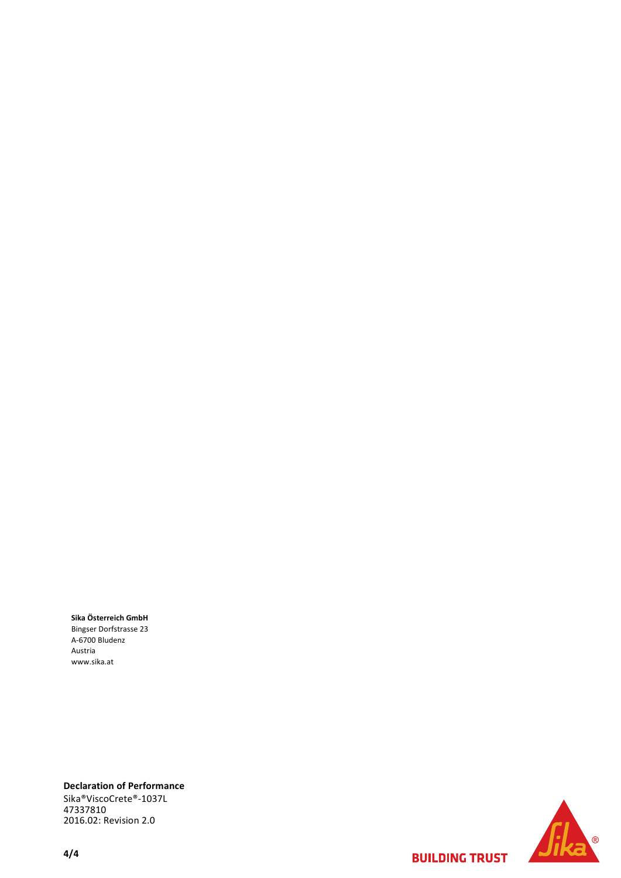**Sika Österreich GmbH**
Bingser Dorfstrasse 23
A-6700 Bludenz
Austria
www.sika.at

**Declaration of Performance**
Sika®ViscoCrete®-1037L
47337810
2016.02: Revision 2.0

BUILDING TRUST